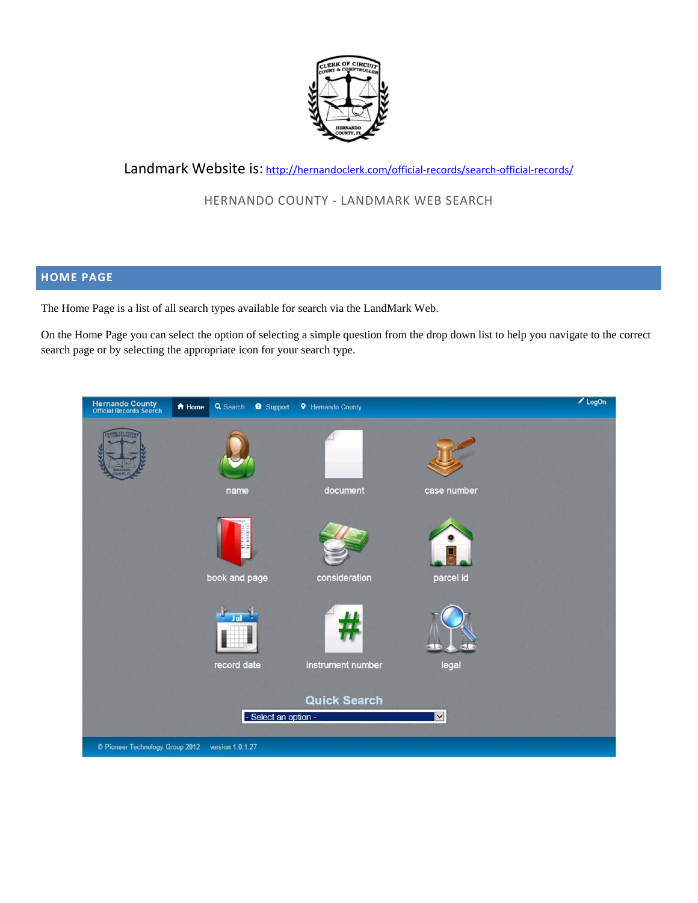Landmark Website is: http://hernandoclerk.com/official-records/search-official-records/

HERNANDO COUNTY - LANDMARK WEB SEARCH

## HOME PAGE

The Home Page is a list of all search types available for search via the LandMark Web.

On the Home Page you can select the option of selecting a simple question from the drop down list to help you navigate to the correct search page or by selecting the appropriate icon for your search type.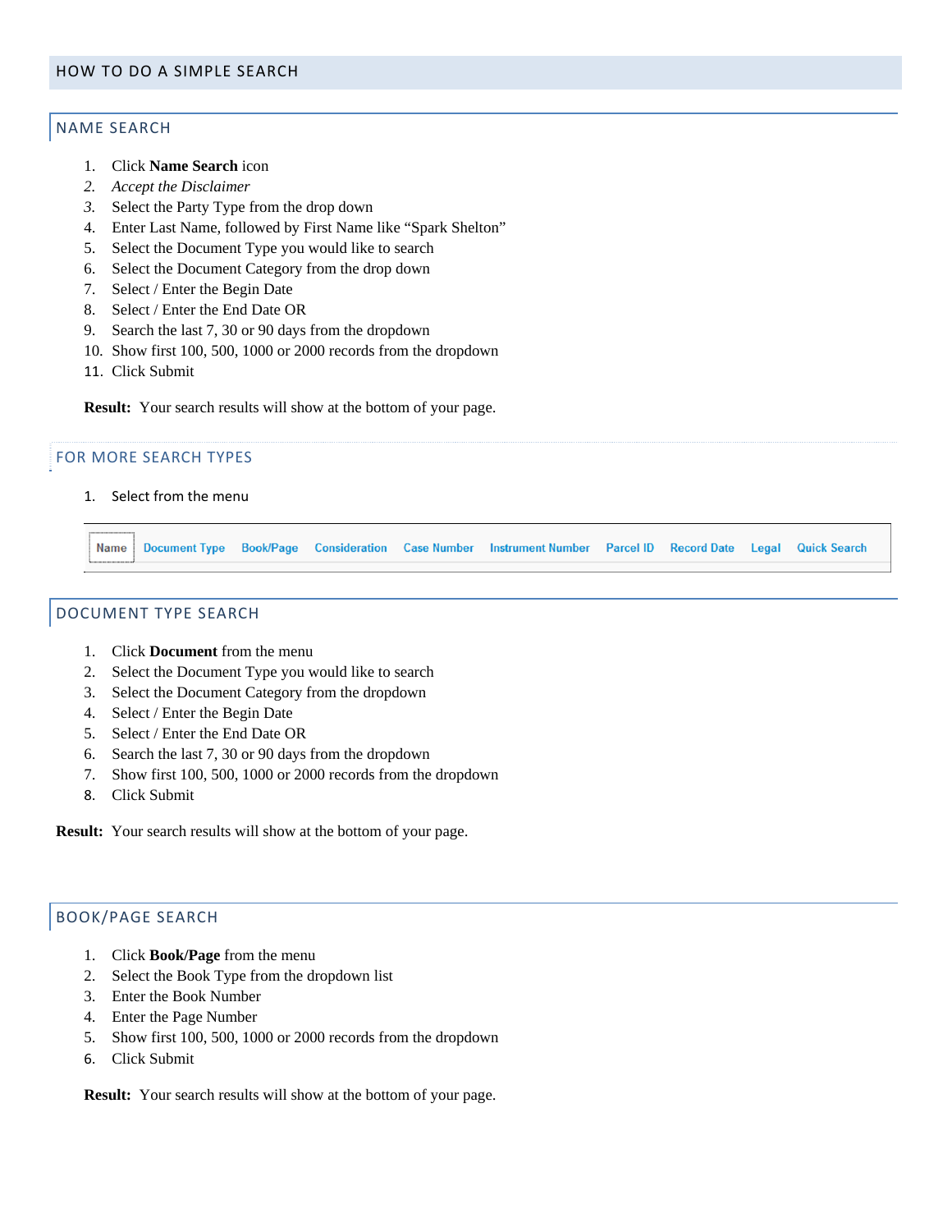# HOW TO DO A SIMPLE SEARCH

## NAME SEARCH

1. Click **Name Search** icon
2. *Accept the Disclaimer*
3. Select the Party Type from the drop down
4. Enter Last Name, followed by First Name like "Spark Shelton"
5. Select the Document Type you would like to search
6. Select the Document Category from the drop down
7. Select / Enter the Begin Date
8. Select / Enter the End Date OR
9. Search the last 7, 30 or 90 days from the dropdown
10. Show first 100, 500, 1000 or 2000 records from the dropdown
11. Click Submit

**Result:** Your search results will show at the bottom of your page.

## FOR MORE SEARCH TYPES

1. Select from the menu

Name | Document Type | Book/Page | Consideration | Case Number | Instrument Number | Parcel ID | Record Date | Legal | Quick Search

## DOCUMENT TYPE SEARCH

1. Click **Document** from the menu
2. Select the Document Type you would like to search
3. Select the Document Category from the dropdown
4. Select / Enter the Begin Date
5. Select / Enter the End Date OR
6. Search the last 7, 30 or 90 days from the dropdown
7. Show first 100, 500, 1000 or 2000 records from the dropdown
8. Click Submit

**Result:** Your search results will show at the bottom of your page.

## BOOK/PAGE SEARCH

1. Click **Book/Page** from the menu
2. Select the Book Type from the dropdown list
3. Enter the Book Number
4. Enter the Page Number
5. Show first 100, 500, 1000 or 2000 records from the dropdown
6. Click Submit

**Result:** Your search results will show at the bottom of your page.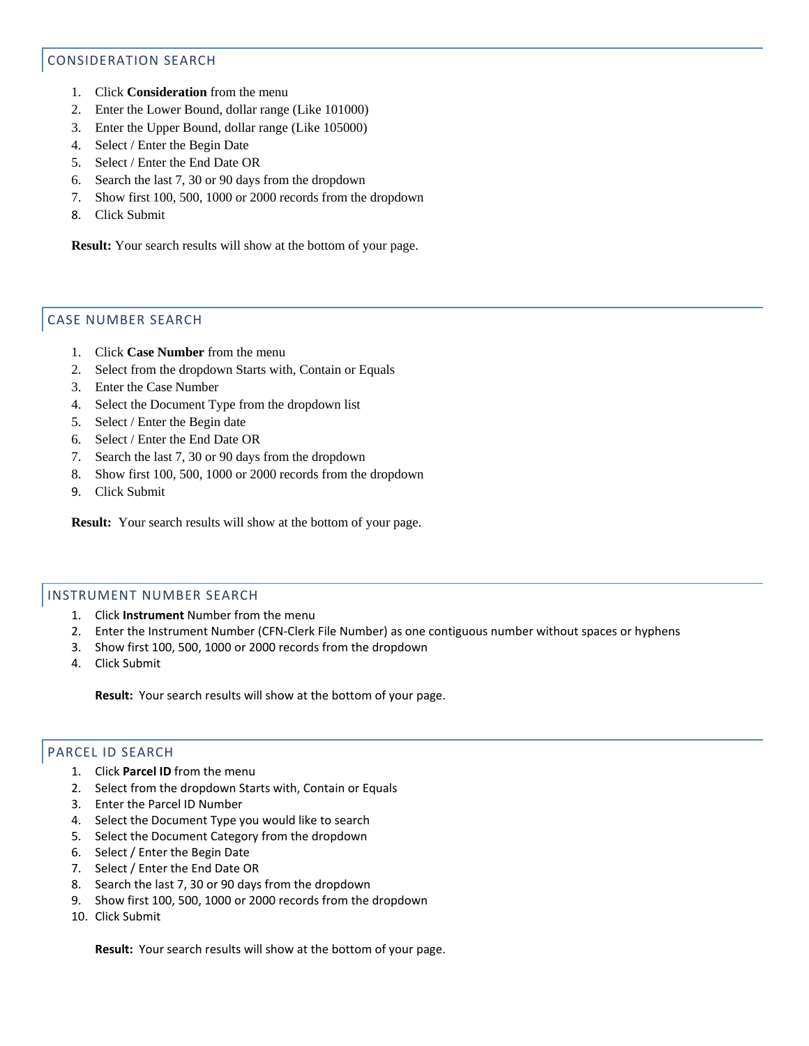## CONSIDERATION SEARCH

1. Click **Consideration** from the menu
2. Enter the Lower Bound, dollar range (Like 101000)
3. Enter the Upper Bound, dollar range (Like 105000)
4. Select / Enter the Begin Date
5. Select / Enter the End Date OR
6. Search the last 7, 30 or 90 days from the dropdown
7. Show first 100, 500, 1000 or 2000 records from the dropdown
8. Click Submit

**Result:** Your search results will show at the bottom of your page.

## CASE NUMBER SEARCH

1. Click **Case Number** from the menu
2. Select from the dropdown Starts with, Contain or Equals
3. Enter the Case Number
4. Select the Document Type from the dropdown list
5. Select / Enter the Begin date
6. Select / Enter the End Date OR
7. Search the last 7, 30 or 90 days from the dropdown
8. Show first 100, 500, 1000 or 2000 records from the dropdown
9. Click Submit

**Result:** Your search results will show at the bottom of your page.

## INSTRUMENT NUMBER SEARCH

1. Click **Instrument** Number from the menu
2. Enter the Instrument Number (CFN-Clerk File Number) as one contiguous number without spaces or hyphens
3. Show first 100, 500, 1000 or 2000 records from the dropdown
4. Click Submit

**Result:** Your search results will show at the bottom of your page.

## PARCEL ID SEARCH

1. Click **Parcel ID** from the menu
2. Select from the dropdown Starts with, Contain or Equals
3. Enter the Parcel ID Number
4. Select the Document Type you would like to search
5. Select the Document Category from the dropdown
6. Select / Enter the Begin Date
7. Select / Enter the End Date OR
8. Search the last 7, 30 or 90 days from the dropdown
9. Show first 100, 500, 1000 or 2000 records from the dropdown
10. Click Submit

**Result:** Your search results will show at the bottom of your page.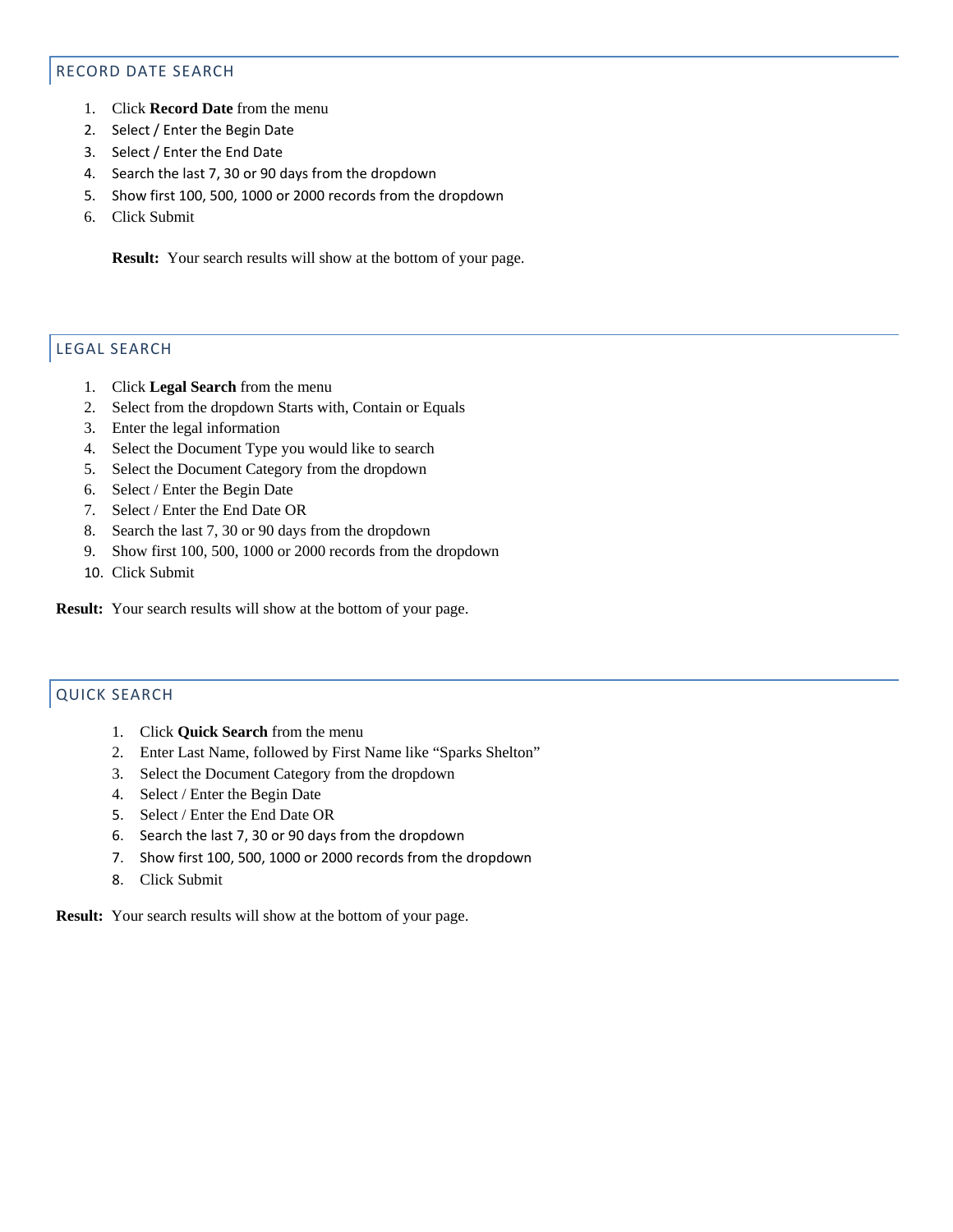## RECORD DATE SEARCH

1. Click **Record Date** from the menu
2. Select / Enter the Begin Date
3. Select / Enter the End Date
4. Search the last 7, 30 or 90 days from the dropdown
5. Show first 100, 500, 1000 or 2000 records from the dropdown
6. Click Submit

**Result:** Your search results will show at the bottom of your page.

## LEGAL SEARCH

1. Click **Legal Search** from the menu
2. Select from the dropdown Starts with, Contain or Equals
3. Enter the legal information
4. Select the Document Type you would like to search
5. Select the Document Category from the dropdown
6. Select / Enter the Begin Date
7. Select / Enter the End Date OR
8. Search the last 7, 30 or 90 days from the dropdown
9. Show first 100, 500, 1000 or 2000 records from the dropdown
10. Click Submit

**Result:** Your search results will show at the bottom of your page.

## QUICK SEARCH

1. Click **Quick Search** from the menu
2. Enter Last Name, followed by First Name like "Sparks Shelton"
3. Select the Document Category from the dropdown
4. Select / Enter the Begin Date
5. Select / Enter the End Date OR
6. Search the last 7, 30 or 90 days from the dropdown
7. Show first 100, 500, 1000 or 2000 records from the dropdown
8. Click Submit

**Result:** Your search results will show at the bottom of your page.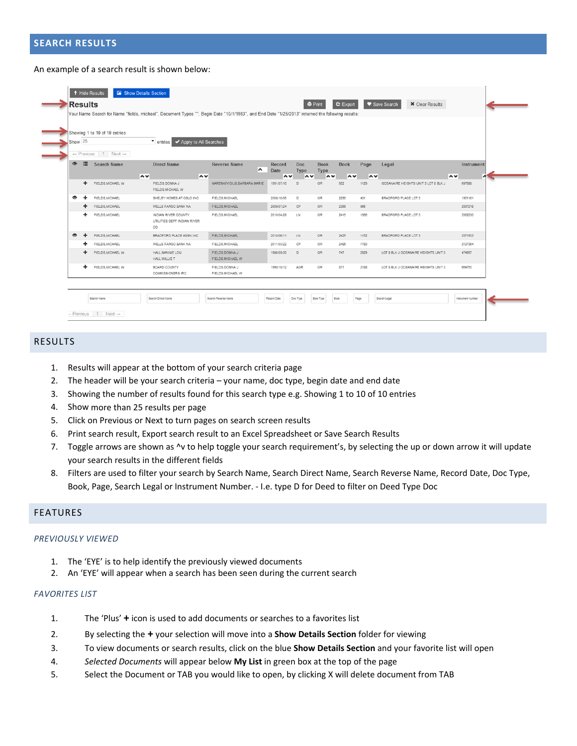## SEARCH RESULTS

An example of a search result is shown below:

## RESULTS

1. Results will appear at the bottom of your search criteria page
2. The header will be your search criteria – your name, doc type, begin date and end date
3. Showing the number of results found for this search type e.g. Showing 1 to 10 of 10 entries
4. Show more than 25 results per page
5. Click on Previous or Next to turn pages on search screen results
6. Print search result, Export search result to an Excel Spreadsheet or Save Search Results
7. Toggle arrows are shown as ^v to help toggle your search requirement's, by selecting the up or down arrow it will update your search results in the different fields
8. Filters are used to filter your search by Search Name, Search Direct Name, Search Reverse Name, Record Date, Doc Type, Book, Page, Search Legal or Instrument Number. - I.e. type D for Deed to filter on Deed Type Doc

## FEATURES

### *PREVIOUSLY VIEWED*

1. The 'EYE' is to help identify the previously viewed documents
2. An 'EYE' will appear when a search has been seen during the current search

### *FAVORITES LIST*

1. The 'Plus' **+** icon is used to add documents or searches to a favorites list
2. By selecting the **+** your selection will move into a **Show Details Section** folder for viewing
3. To view documents or search results, click on the blue **Show Details Section** and your favorite list will open
4. *Selected Documents* will appear below **My List** in green box at the top of the page
5. Select the Document or TAB you would like to open, by clicking X will delete document from TAB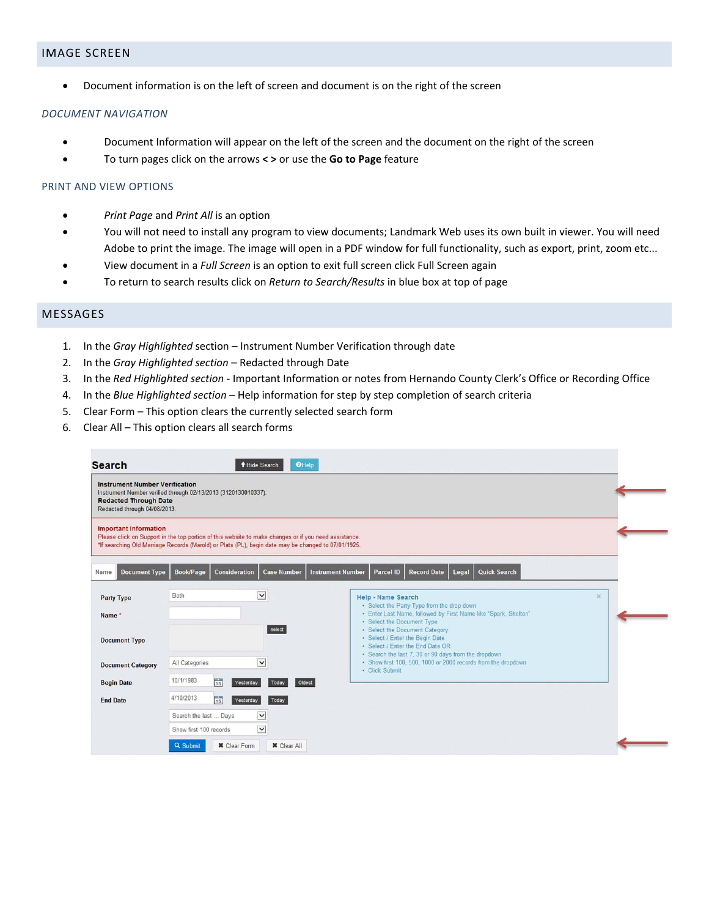## IMAGE SCREEN

- Document information is on the left of screen and document is on the right of the screen

### *DOCUMENT NAVIGATION*

- Document Information will appear on the left of the screen and the document on the right of the screen
- To turn pages click on the arrows **< >** or use the **Go to Page** feature

### PRINT AND VIEW OPTIONS

- *Print Page* and *Print All* is an option
- You will not need to install any program to view documents; Landmark Web uses its own built in viewer. You will need Adobe to print the image. The image will open in a PDF window for full functionality, such as export, print, zoom etc...
- View document in a *Full Screen* is an option to exit full screen click Full Screen again
- To return to search results click on *Return to Search/Results* in blue box at top of page

## MESSAGES

1. In the *Gray Highlighted* section – Instrument Number Verification through date
2. In the *Gray Highlighted section* – Redacted through Date
3. In the *Red Highlighted section* - Important Information or notes from Hernando County Clerk's Office or Recording Office
4. In the *Blue Highlighted section* – Help information for step by step completion of search criteria
5. Clear Form – This option clears the currently selected search form
6. Clear All – This option clears all search forms

**Search** Hide Search Help

**Instrument Number Verification**
Instrument Number verified through 02/13/2013 (3120130010337).
**Redacted Through Date**
Redacted through 04/08/2013.

**Important Information**
Please click on Support in the top portion of this website to make changes or if you need assistance.
*If searching Old Marriage Records (Marold) or Plats (PL), begin date may be changed to 07/01/1925.

Name | Document Type | Book/Page | Consideration | Case Number | Instrument Number | Parcel ID | Record Date | Legal | Quick Search

Party Type: Both
Name *
Document Type: select
Document Category: All Categories
Begin Date: 10/1/1983 Yesterday Today Oldest
End Date: 4/10/2013 Yesterday Today
Search the last ... Days
Show first 100 records
Submit | Clear Form | Clear All

**Help - Name Search**
- Select the Party Type from the drop down
- Enter Last Name, followed by First Name like "Spark, Shelton"
- Select the Document Type
- Select the Document Category
- Select / Enter the Begin Date
- Select / Enter the End Date OR
- Search the last 7, 30 or 90 days from the dropdown
- Show first 100, 500, 1000 or 2000 records from the dropdown
- Click Submit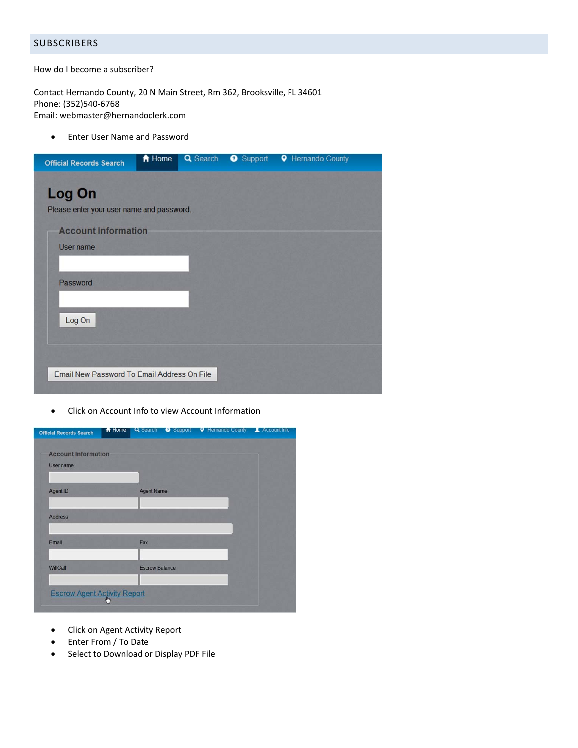## SUBSCRIBERS

How do I become a subscriber?

Contact Hernando County, 20 N Main Street, Rm 362, Brooksville, FL 34601
Phone: (352)540-6768
Email: webmaster@hernandoclerk.com

- Enter User Name and Password

- Click on Account Info to view Account Information

- Click on Agent Activity Report
- Enter From / To Date
- Select to Download or Display PDF File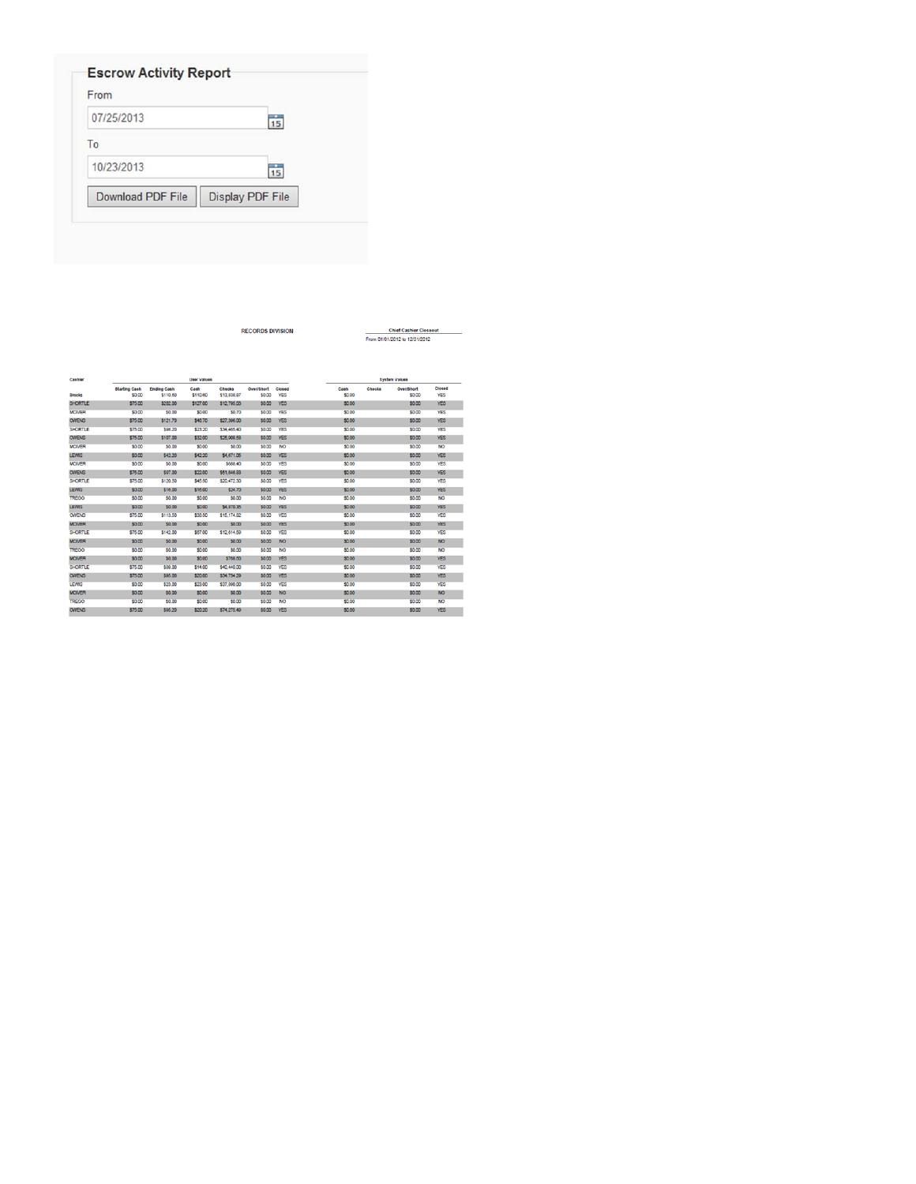## Escrow Activity Report

From

07/25/2013

To

10/23/2013

Download PDF File | Display PDF File

RECORDS DIVISION

Chief Cashier Closeout

From 01/01/2012 to 12/31/2012

| Cashier | User Values | | | | | | | System Values | | | |
|---|---|---|---|---|---|---|---|---|---|---|---|
| | Starting Cash | Ending Cash | Cash | Checks | Over/Short | Closed | | Cash | Checks | Over/Short | Closed |
| Brooks | $0.00 | $110.60 | $110.60 | $13,938.87 | $0.00 | YES | | $0.00 | | $0.00 | YES |
| SHORTLE | $75.00 | $202.00 | $127.00 | $12,795.05 | $0.00 | YES | | $0.00 | | $0.00 | YES |
| MOWER | $0.00 | $0.00 | $0.00 | $0.70 | $0.00 | YES | | $0.00 | | $0.00 | YES |
| OWENS | $75.00 | $121.70 | $46.70 | $27,396.00 | $0.00 | YES | | $0.00 | | $0.00 | YES |
| SHORTLE | $75.00 | $98.20 | $23.20 | $34,465.40 | $0.00 | YES | | $0.00 | | $0.00 | YES |
| OWENS | $75.00 | $107.00 | $32.00 | $25,908.59 | $0.00 | YES | | $0.00 | | $0.00 | YES |
| MOWER | $0.00 | $0.00 | $0.00 | $0.00 | $0.00 | NO | | $0.00 | | $0.00 | NO |
| LEWIS | $0.00 | $42.20 | $42.20 | $4,471.05 | $0.00 | YES | | $0.00 | | $0.00 | YES |
| MOWER | $0.00 | $0.00 | $0.00 | $688.40 | $0.00 | YES | | $0.00 | | $0.00 | YES |
| OWENS | $75.00 | $97.00 | $22.00 | $51,646.89 | $0.00 | YES | | $0.00 | | $0.00 | YES |
| SHORTLE | $75.00 | $120.50 | $45.50 | $20,472.30 | $0.00 | YES | | $0.00 | | $0.00 | YES |
| LEWIS | $0.00 | $16.00 | $16.00 | $24.70 | $0.00 | YES | | $0.00 | | $0.00 | YES |
| TREGO | $0.00 | $0.00 | $0.00 | $0.00 | $0.00 | NO | | $0.00 | | $0.00 | NO |
| LEWIS | $0.00 | $0.00 | $0.00 | $4,910.35 | $0.00 | YES | | $0.00 | | $0.00 | YES |
| OWENS | $75.00 | $113.50 | $38.50 | $15,174.82 | $0.00 | YES | | $0.00 | | $0.00 | YES |
| MOWER | $0.00 | $0.00 | $0.00 | $0.00 | $0.00 | YES | | $0.00 | | $0.00 | YES |
| SHORTLE | $75.00 | $142.00 | $67.00 | $12,614.59 | $0.00 | YES | | $0.00 | | $0.00 | YES |
| MOWER | $0.00 | $0.00 | $0.00 | $0.00 | $0.00 | NO | | $0.00 | | $0.00 | NO |
| TREGO | $0.00 | $0.00 | $0.00 | $0.00 | $0.00 | NO | | $0.00 | | $0.00 | NO |
| MOWER | $0.00 | $0.00 | $0.00 | $768.00 | $0.00 | YES | | $0.00 | | $0.00 | YES |
| SHORTLE | $75.00 | $89.00 | $14.00 | $40,440.00 | $0.00 | YES | | $0.00 | | $0.00 | YES |
| OWENS | $75.00 | $95.00 | $20.00 | $34,754.29 | $0.00 | YES | | $0.00 | | $0.00 | YES |
| LEWIS | $0.00 | $23.00 | $23.00 | $37,990.00 | $0.00 | YES | | $0.00 | | $0.00 | YES |
| MOWER | $0.00 | $0.00 | $0.00 | $0.00 | $0.00 | NO | | $0.00 | | $0.00 | NO |
| TREGO | $0.00 | $0.00 | $0.00 | $0.00 | $0.00 | NO | | $0.00 | | $0.00 | NO |
| OWENS | $75.00 | $95.20 | $20.20 | $74,275.49 | $0.00 | YES | | $0.00 | | $0.00 | YES |